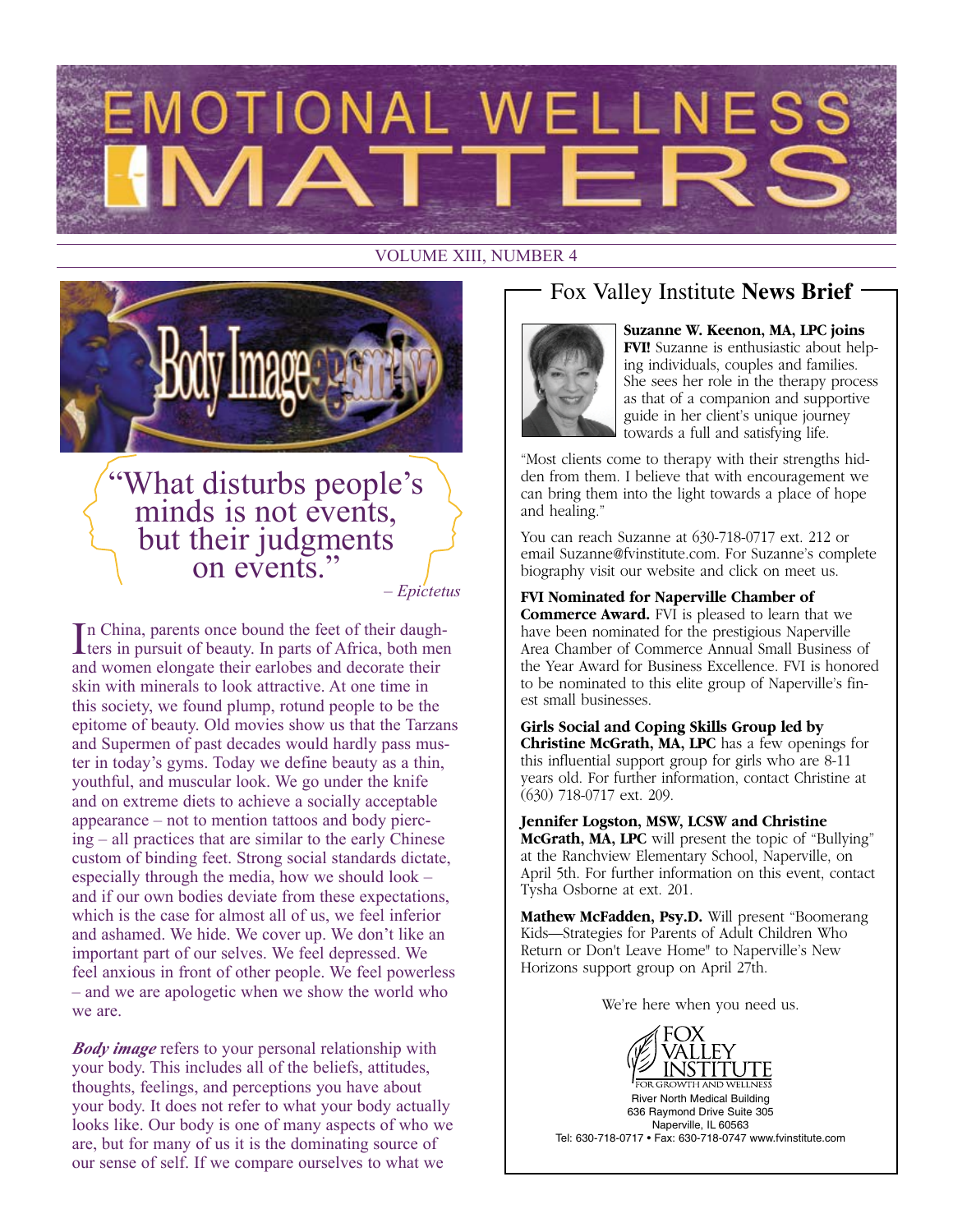# EMOTIONAL WELLNESS MATTERS

VOLUME XIII, NUMBER 4

## Body Image

> "What disturbs people's minds is not events, but their judgments on events."
>
> – *Epictetus*

In China, parents once bound the feet of their daughters in pursuit of beauty. In parts of Africa, both men and women elongate their earlobes and decorate their skin with minerals to look attractive. At one time in this society, we found plump, rotund people to be the epitome of beauty. Old movies show us that the Tarzans and Supermen of past decades would hardly pass muster in today's gyms. Today we define beauty as a thin, youthful, and muscular look. We go under the knife and on extreme diets to achieve a socially acceptable appearance – not to mention tattoos and body piercing – all practices that are similar to the early Chinese custom of binding feet. Strong social standards dictate, especially through the media, how we should look – and if our own bodies deviate from these expectations, which is the case for almost all of us, we feel inferior and ashamed. We hide. We cover up. We don't like an important part of our selves. We feel depressed. We feel anxious in front of other people. We feel powerless – and we are apologetic when we show the world who we are.

***Body image*** refers to your personal relationship with your body. This includes all of the beliefs, attitudes, thoughts, feelings, and perceptions you have about your body. It does not refer to what your body actually looks like. Our body is one of many aspects of who we are, but for many of us it is the dominating source of our sense of self. If we compare ourselves to what we

## Fox Valley Institute **News Brief**

**Suzanne W. Keenon, MA, LPC joins FVI!** Suzanne is enthusiastic about helping individuals, couples and families. She sees her role in the therapy process as that of a companion and supportive guide in her client's unique journey towards a full and satisfying life.

"Most clients come to therapy with their strengths hidden from them. I believe that with encouragement we can bring them into the light towards a place of hope and healing."

You can reach Suzanne at 630-718-0717 ext. 212 or email Suzanne@fvinstitute.com. For Suzanne's complete biography visit our website and click on meet us.

**FVI Nominated for Naperville Chamber of Commerce Award.** FVI is pleased to learn that we have been nominated for the prestigious Naperville Area Chamber of Commerce Annual Small Business of the Year Award for Business Excellence. FVI is honored to be nominated to this elite group of Naperville's finest small businesses.

**Girls Social and Coping Skills Group led by Christine McGrath, MA, LPC** has a few openings for this influential support group for girls who are 8-11 years old. For further information, contact Christine at (630) 718-0717 ext. 209.

**Jennifer Logston, MSW, LCSW and Christine McGrath, MA, LPC** will present the topic of "Bullying" at the Ranchview Elementary School, Naperville, on April 5th. For further information on this event, contact Tysha Osborne at ext. 201.

**Mathew McFadden, Psy.D.** Will present "Boomerang Kids—Strategies for Parents of Adult Children Who Return or Don't Leave Home" to Naperville's New Horizons support group on April 27th.

We're here when you need us.

FOX VALLEY INSTITUTE
FOR GROWTH AND WELLNESS
River North Medical Building
636 Raymond Drive Suite 305
Naperville, IL 60563
Tel: 630-718-0717 • Fax: 630-718-0747 www.fvinstitute.com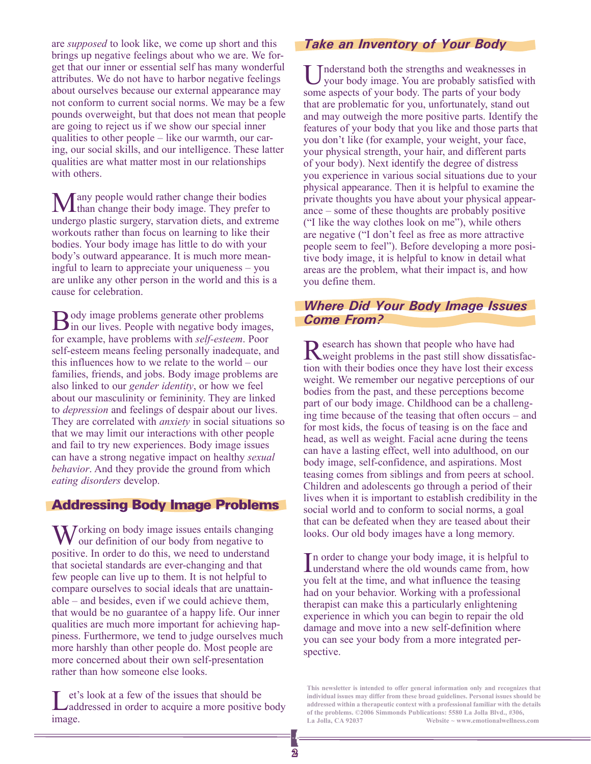are *supposed* to look like, we come up short and this brings up negative feelings about who we are. We forget that our inner or essential self has many wonderful attributes. We do not have to harbor negative feelings about ourselves because our external appearance may not conform to current social norms. We may be a few pounds overweight, but that does not mean that people are going to reject us if we show our special inner qualities to other people – like our warmth, our caring, our social skills, and our intelligence. These latter qualities are what matter most in our relationships with others.

Many people would rather change their bodies than change their body image. They prefer to undergo plastic surgery, starvation diets, and extreme workouts rather than focus on learning to like their bodies. Your body image has little to do with your body's outward appearance. It is much more meaningful to learn to appreciate your uniqueness – you are unlike any other person in the world and this is a cause for celebration.

Body image problems generate other problems in our lives. People with negative body images, for example, have problems with *self-esteem*. Poor self-esteem means feeling personally inadequate, and this influences how to we relate to the world – our families, friends, and jobs. Body image problems are also linked to our *gender identity*, or how we feel about our masculinity or femininity. They are linked to *depression* and feelings of despair about our lives. They are correlated with *anxiety* in social situations so that we may limit our interactions with other people and fail to try new experiences. Body image issues can have a strong negative impact on healthy *sexual behavior*. And they provide the ground from which *eating disorders* develop.

## Addressing Body Image Problems

Working on body image issues entails changing our definition of our body from negative to positive. In order to do this, we need to understand that societal standards are ever-changing and that few people can live up to them. It is not helpful to compare ourselves to social ideals that are unattainable – and besides, even if we could achieve them, that would be no guarantee of a happy life. Our inner qualities are much more important for achieving happiness. Furthermore, we tend to judge ourselves much more harshly than other people do. Most people are more concerned about their own self-presentation rather than how someone else looks.

Let's look at a few of the issues that should be addressed in order to acquire a more positive body image.

## Take an Inventory of Your Body

Understand both the strengths and weaknesses in your body image. You are probably satisfied with some aspects of your body. The parts of your body that are problematic for you, unfortunately, stand out and may outweigh the more positive parts. Identify the features of your body that you like and those parts that you don't like (for example, your weight, your face, your physical strength, your hair, and different parts of your body). Next identify the degree of distress you experience in various social situations due to your physical appearance. Then it is helpful to examine the private thoughts you have about your physical appearance – some of these thoughts are probably positive ("I like the way clothes look on me"), while others are negative ("I don't feel as free as more attractive people seem to feel"). Before developing a more positive body image, it is helpful to know in detail what areas are the problem, what their impact is, and how you define them.

## Where Did Your Body Image Issues Come From?

Research has shown that people who have had weight problems in the past still show dissatisfaction with their bodies once they have lost their excess weight. We remember our negative perceptions of our bodies from the past, and these perceptions become part of our body image. Childhood can be a challenging time because of the teasing that often occurs – and for most kids, the focus of teasing is on the face and head, as well as weight. Facial acne during the teens can have a lasting effect, well into adulthood, on our body image, self-confidence, and aspirations. Most teasing comes from siblings and from peers at school. Children and adolescents go through a period of their lives when it is important to establish credibility in the social world and to conform to social norms, a goal that can be defeated when they are teased about their looks. Our old body images have a long memory.

In order to change your body image, it is helpful to understand where the old wounds came from, how you felt at the time, and what influence the teasing had on your behavior. Working with a professional therapist can make this a particularly enlightening experience in which you can begin to repair the old damage and move into a new self-definition where you can see your body from a more integrated perspective.

**This newsletter is intended to offer general information only and recognizes that individual issues may differ from these broad guidelines. Personal issues should be addressed within a therapeutic context with a professional familiar with the details of the problems. ©2006 Simmonds Publications: 5580 La Jolla Blvd., #306, La Jolla, CA 92037 Website ~ www.emotionalwellness.com**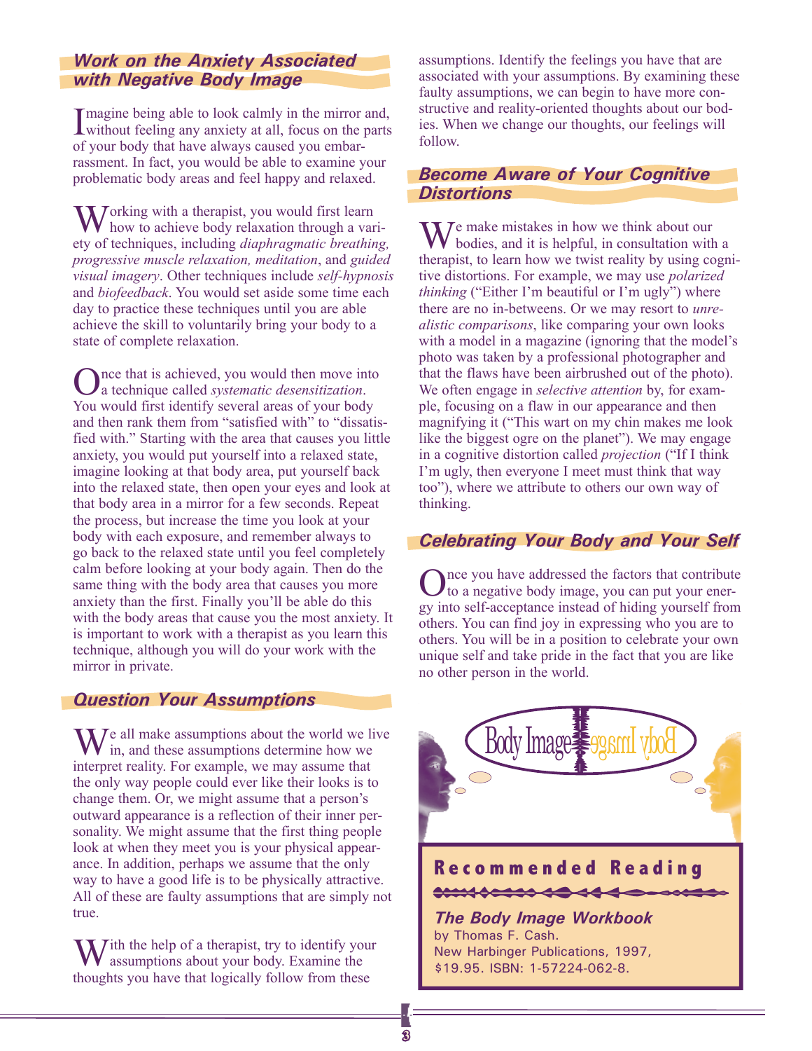## *Work on the Anxiety Associated with Negative Body Image*

Imagine being able to look calmly in the mirror and, without feeling any anxiety at all, focus on the parts of your body that have always caused you embarrassment. In fact, you would be able to examine your problematic body areas and feel happy and relaxed.

Working with a therapist, you would first learn how to achieve body relaxation through a variety of techniques, including *diaphragmatic breathing, progressive muscle relaxation, meditation*, and *guided visual imagery*. Other techniques include *self-hypnosis* and *biofeedback*. You would set aside some time each day to practice these techniques until you are able achieve the skill to voluntarily bring your body to a state of complete relaxation.

Once that is achieved, you would then move into a technique called *systematic desensitization*. You would first identify several areas of your body and then rank them from "satisfied with" to "dissatisfied with." Starting with the area that causes you little anxiety, you would put yourself into a relaxed state, imagine looking at that body area, put yourself back into the relaxed state, then open your eyes and look at that body area in a mirror for a few seconds. Repeat the process, but increase the time you look at your body with each exposure, and remember always to go back to the relaxed state until you feel completely calm before looking at your body again. Then do the same thing with the body area that causes you more anxiety than the first. Finally you'll be able do this with the body areas that cause you the most anxiety. It is important to work with a therapist as you learn this technique, although you will do your work with the mirror in private.

## *Question Your Assumptions*

We all make assumptions about the world we live in, and these assumptions determine how we interpret reality. For example, we may assume that the only way people could ever like their looks is to change them. Or, we might assume that a person's outward appearance is a reflection of their inner personality. We might assume that the first thing people look at when they meet you is your physical appearance. In addition, perhaps we assume that the only way to have a good life is to be physically attractive. All of these are faulty assumptions that are simply not true.

With the help of a therapist, try to identify your assumptions about your body. Examine the thoughts you have that logically follow from these assumptions. Identify the feelings you have that are associated with your assumptions. By examining these faulty assumptions, we can begin to have more constructive and reality-oriented thoughts about our bodies. When we change our thoughts, our feelings will follow.

## *Become Aware of Your Cognitive Distortions*

We make mistakes in how we think about our bodies, and it is helpful, in consultation with a therapist, to learn how we twist reality by using cognitive distortions. For example, we may use *polarized thinking* ("Either I'm beautiful or I'm ugly") where there are no in-betweens. Or we may resort to *unrealistic comparisons*, like comparing your own looks with a model in a magazine (ignoring that the model's photo was taken by a professional photographer and that the flaws have been airbrushed out of the photo). We often engage in *selective attention* by, for example, focusing on a flaw in our appearance and then magnifying it ("This wart on my chin makes me look like the biggest ogre on the planet"). We may engage in a cognitive distortion called *projection* ("If I think I'm ugly, then everyone I meet must think that way too"), where we attribute to others our own way of thinking.

## *Celebrating Your Body and Your Self*

Once you have addressed the factors that contribute to a negative body image, you can put your energy into self-acceptance instead of hiding yourself from others. You can find joy in expressing who you are to others. You will be in a position to celebrate your own unique self and take pride in the fact that you are like no other person in the world.

### Recommended Reading

***The Body Image Workbook***
by Thomas F. Cash.
New Harbinger Publications, 1997,
$19.95. ISBN: 1-57224-062-8.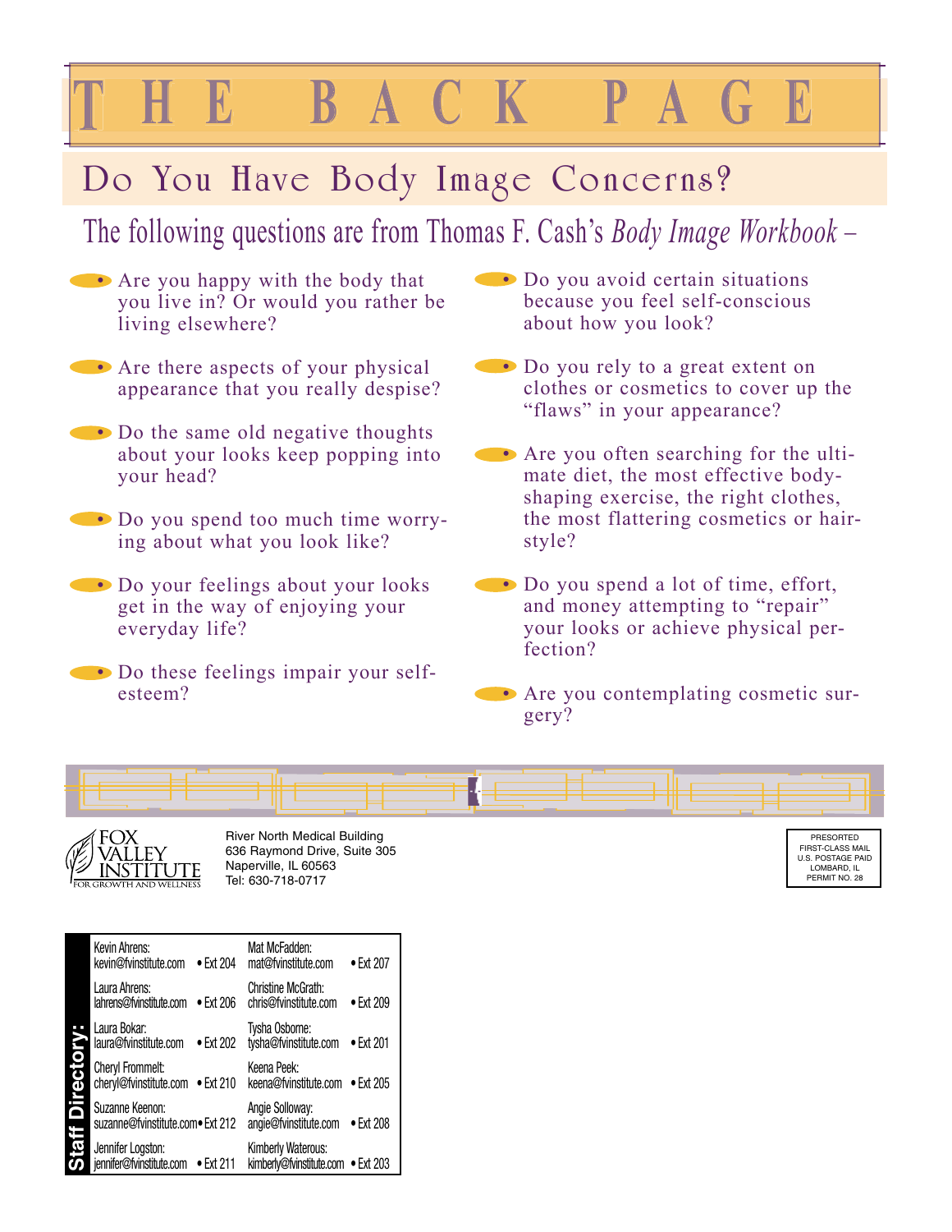# THE BACK PAGE

## Do You Have Body Image Concerns?

The following questions are from Thomas F. Cash's *Body Image Workbook* –

- Are you happy with the body that you live in? Or would you rather be living elsewhere?
- Are there aspects of your physical appearance that you really despise?
- Do the same old negative thoughts about your looks keep popping into your head?
- Do you spend too much time worrying about what you look like?
- Do your feelings about your looks get in the way of enjoying your everyday life?
- Do these feelings impair your self-esteem?
- Do you avoid certain situations because you feel self-conscious about how you look?
- Do you rely to a great extent on clothes or cosmetics to cover up the "flaws" in your appearance?
- Are you often searching for the ultimate diet, the most effective body-shaping exercise, the right clothes, the most flattering cosmetics or hairstyle?
- Do you spend a lot of time, effort, and money attempting to "repair" your looks or achieve physical perfection?
- Are you contemplating cosmetic surgery?

FOX VALLEY INSTITUTE FOR GROWTH AND WELLNESS

River North Medical Building
636 Raymond Drive, Suite 305
Naperville, IL 60563
Tel: 630-718-0717

PRESORTED
FIRST-CLASS MAIL
U.S. POSTAGE PAID
LOMBARD, IL
PERMIT NO. 28

**Staff Directory:**

| | | | |
|---|---|---|---|
| Kevin Ahrens: kevin@fvinstitute.com | • Ext 204 | Mat McFadden: mat@fvinstitute.com | • Ext 207 |
| Laura Ahrens: lahrens@fvinstitute.com | • Ext 206 | Christine McGrath: chris@fvinstitute.com | • Ext 209 |
| Laura Bokar: laura@fvinstitute.com | • Ext 202 | Tysha Osborne: tysha@fvinstitute.com | • Ext 201 |
| Cheryl Frommelt: cheryl@fvinstitute.com | • Ext 210 | Keena Peek: keena@fvinstitute.com | • Ext 205 |
| Suzanne Keenon: suzanne@fvinstitute.com | • Ext 212 | Angie Solloway: angie@fvinstitute.com | • Ext 208 |
| Jennifer Logston: jennifer@fvinstitute.com | • Ext 211 | Kimberly Waterous: kimberly@fvinstitute.com | • Ext 203 |